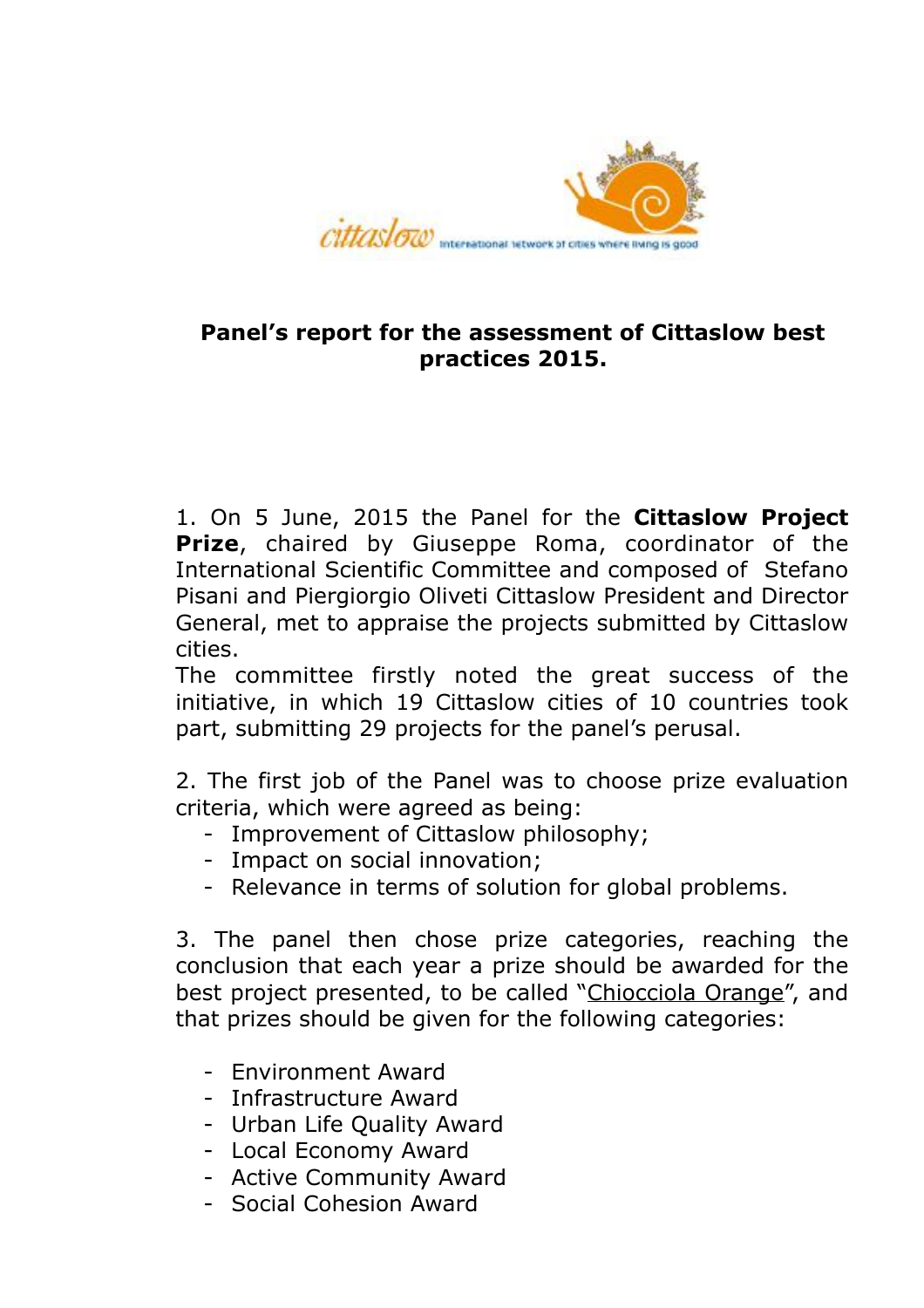cittaslow International network of cities where living is good

# Panel's report for the assessment of Cittaslow best practices 2015.

1. On 5 June, 2015 the Panel for the **Cittaslow Project Prize**, chaired by Giuseppe Roma, coordinator of the International Scientific Committee and composed of Stefano Pisani and Piergiorgio Oliveti Cittaslow President and Director General, met to appraise the projects submitted by Cittaslow cities.
The committee firstly noted the great success of the initiative, in which 19 Cittaslow cities of 10 countries took part, submitting 29 projects for the panel's perusal.

2. The first job of the Panel was to choose prize evaluation criteria, which were agreed as being:
   - Improvement of Cittaslow philosophy;
   - Impact on social innovation;
   - Relevance in terms of solution for global problems.

3. The panel then chose prize categories, reaching the conclusion that each year a prize should be awarded for the best project presented, to be called "Chiocciola Orange", and that prizes should be given for the following categories:

   - Environment Award
   - Infrastructure Award
   - Urban Life Quality Award
   - Local Economy Award
   - Active Community Award
   - Social Cohesion Award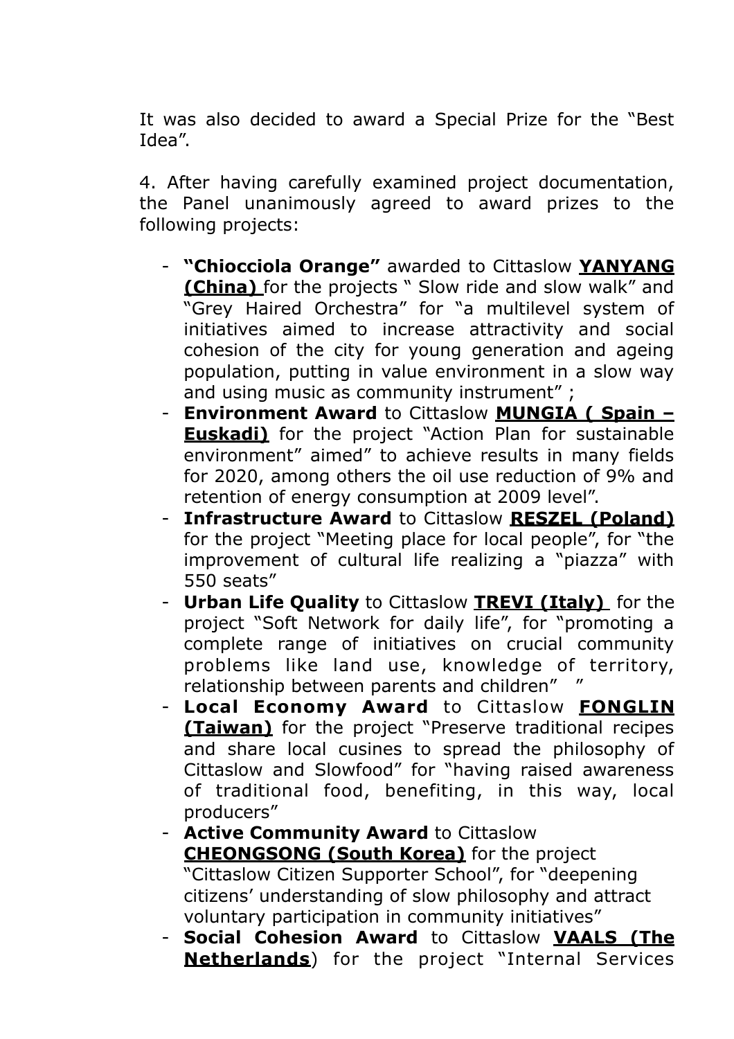It was also decided to award a Special Prize for the "Best Idea".

4. After having carefully examined project documentation, the Panel unanimously agreed to award prizes to the following projects:

- **"Chiocciola Orange"** awarded to Cittaslow **YANYANG (China)** for the projects " Slow ride and slow walk" and "Grey Haired Orchestra" for "a multilevel system of initiatives aimed to increase attractivity and social cohesion of the city for young generation and ageing population, putting in value environment in a slow way and using music as community instrument" ;
- **Environment Award** to Cittaslow **MUNGIA ( Spain – Euskadi)** for the project "Action Plan for sustainable environment" aimed" to achieve results in many fields for 2020, among others the oil use reduction of 9% and retention of energy consumption at 2009 level".
- **Infrastructure Award** to Cittaslow **RESZEL (Poland)** for the project "Meeting place for local people", for "the improvement of cultural life realizing a "piazza" with 550 seats"
- **Urban Life Quality** to Cittaslow **TREVI (Italy)** for the project "Soft Network for daily life", for "promoting a complete range of initiatives on crucial community problems like land use, knowledge of territory, relationship between parents and children" "
- **Local Economy Award** to Cittaslow **FONGLIN (Taiwan)** for the project "Preserve traditional recipes and share local cusines to spread the philosophy of Cittaslow and Slowfood" for "having raised awareness of traditional food, benefiting, in this way, local producers"
- **Active Community Award** to Cittaslow **CHEONGSONG (South Korea)** for the project "Cittaslow Citizen Supporter School", for "deepening citizens' understanding of slow philosophy and attract voluntary participation in community initiatives"
- **Social Cohesion Award** to Cittaslow **VAALS (The Netherlands**) for the project "Internal Services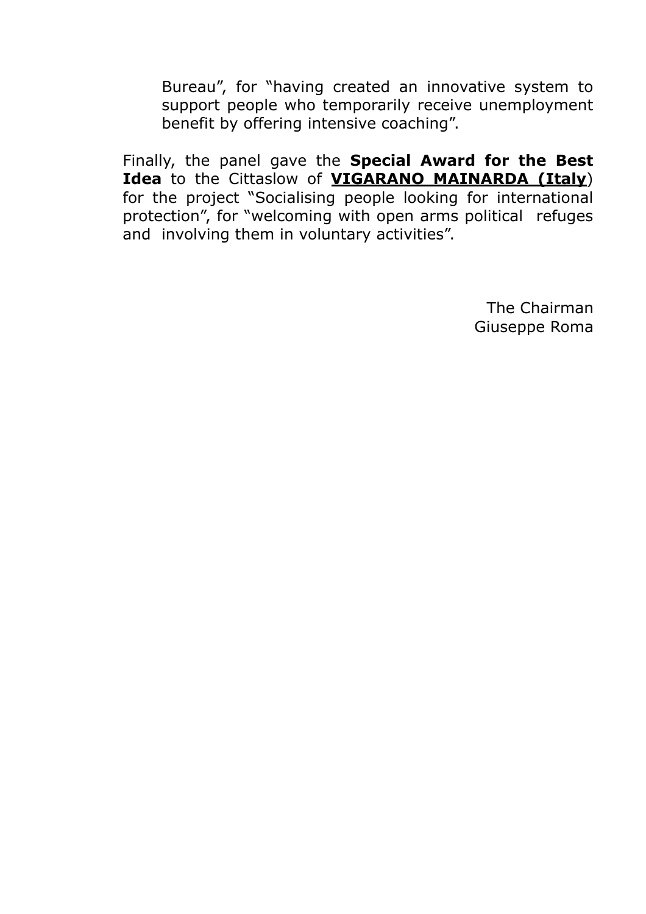Bureau", for "having created an innovative system to support people who temporarily receive unemployment benefit by offering intensive coaching".

Finally, the panel gave the **Special Award for the Best Idea** to the Cittaslow of **VIGARANO MAINARDA (Italy**) for the project "Socialising people looking for international protection", for "welcoming with open arms political refuges and involving them in voluntary activities".

The Chairman
Giuseppe Roma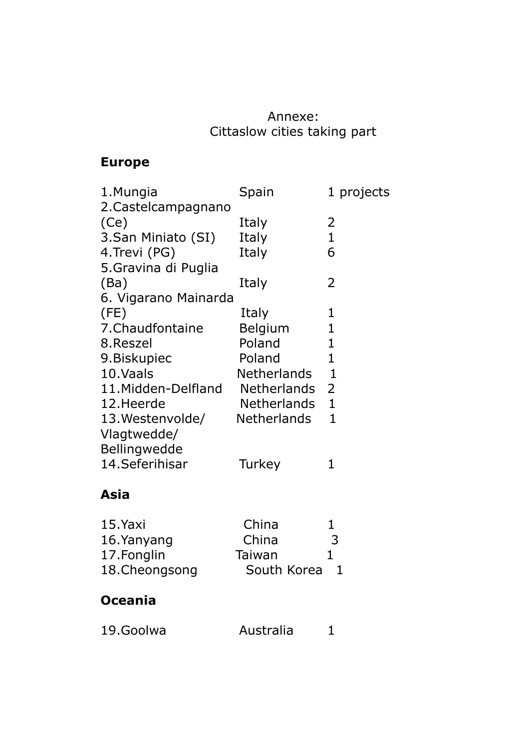Annexe:
Cittaslow cities taking part

## Europe

| | | |
|---|---|---|
| 1.Mungia | Spain | 1 projects |
| 2.Castelcampagnano (Ce) | Italy | 2 |
| 3.San Miniato (SI) | Italy | 1 |
| 4.Trevi (PG) | Italy | 6 |
| 5.Gravina di Puglia (Ba) | Italy | 2 |
| 6. Vigarano Mainarda (FE) | Italy | 1 |
| 7.Chaudfontaine | Belgium | 1 |
| 8.Reszel | Poland | 1 |
| 9.Biskupiec | Poland | 1 |
| 10.Vaals | Netherlands | 1 |
| 11.Midden-Delfland | Netherlands | 2 |
| 12.Heerde | Netherlands | 1 |
| 13.Westenvolde/ Vlagtwedde/ Bellingwedde | Netherlands | 1 |
| 14.Seferihisar | Turkey | 1 |

## Asia

| | | |
|---|---|---|
| 15.Yaxi | China | 1 |
| 16.Yanyang | China | 3 |
| 17.Fonglin | Taiwan | 1 |
| 18.Cheongsong | South Korea | 1 |

## Oceania

| | | |
|---|---|---|
| 19.Goolwa | Australia | 1 |